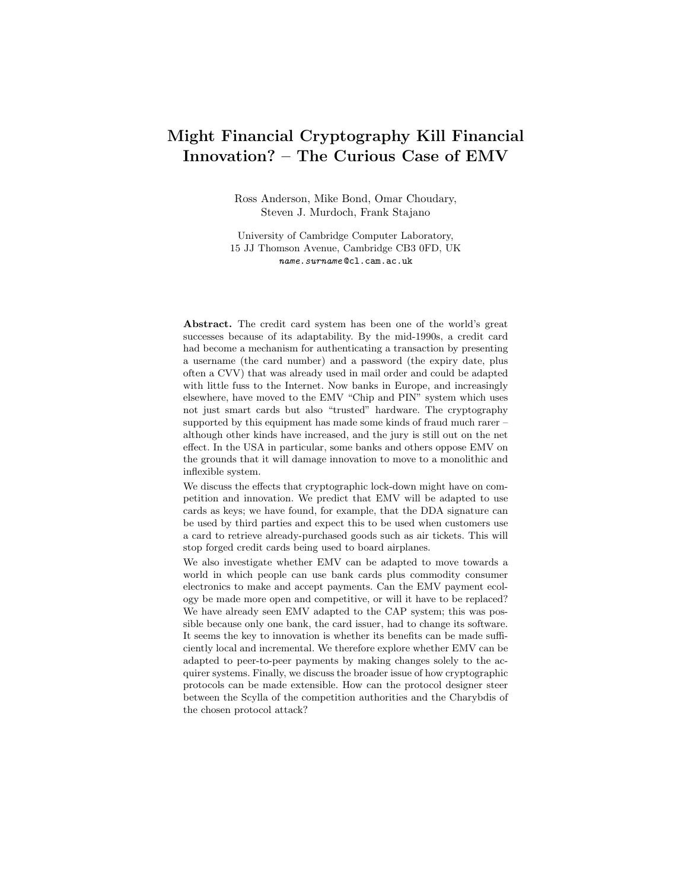# Might Financial Cryptography Kill Financial Innovation? – The Curious Case of EMV

Ross Anderson, Mike Bond, Omar Choudary, Steven J. Murdoch, Frank Stajano

University of Cambridge Computer Laboratory,
15 JJ Thomson Avenue, Cambridge CB3 0FD, UK
*name.surname*@cl.cam.ac.uk

**Abstract.** The credit card system has been one of the world's great successes because of its adaptability. By the mid-1990s, a credit card had become a mechanism for authenticating a transaction by presenting a username (the card number) and a password (the expiry date, plus often a CVV) that was already used in mail order and could be adapted with little fuss to the Internet. Now banks in Europe, and increasingly elsewhere, have moved to the EMV "Chip and PIN" system which uses not just smart cards but also "trusted" hardware. The cryptography supported by this equipment has made some kinds of fraud much rarer – although other kinds have increased, and the jury is still out on the net effect. In the USA in particular, some banks and others oppose EMV on the grounds that it will damage innovation to move to a monolithic and inflexible system.

We discuss the effects that cryptographic lock-down might have on competition and innovation. We predict that EMV will be adapted to use cards as keys; we have found, for example, that the DDA signature can be used by third parties and expect this to be used when customers use a card to retrieve already-purchased goods such as air tickets. This will stop forged credit cards being used to board airplanes.

We also investigate whether EMV can be adapted to move towards a world in which people can use bank cards plus commodity consumer electronics to make and accept payments. Can the EMV payment ecology be made more open and competitive, or will it have to be replaced? We have already seen EMV adapted to the CAP system; this was possible because only one bank, the card issuer, had to change its software. It seems the key to innovation is whether its benefits can be made sufficiently local and incremental. We therefore explore whether EMV can be adapted to peer-to-peer payments by making changes solely to the acquirer systems. Finally, we discuss the broader issue of how cryptographic protocols can be made extensible. How can the protocol designer steer between the Scylla of the competition authorities and the Charybdis of the chosen protocol attack?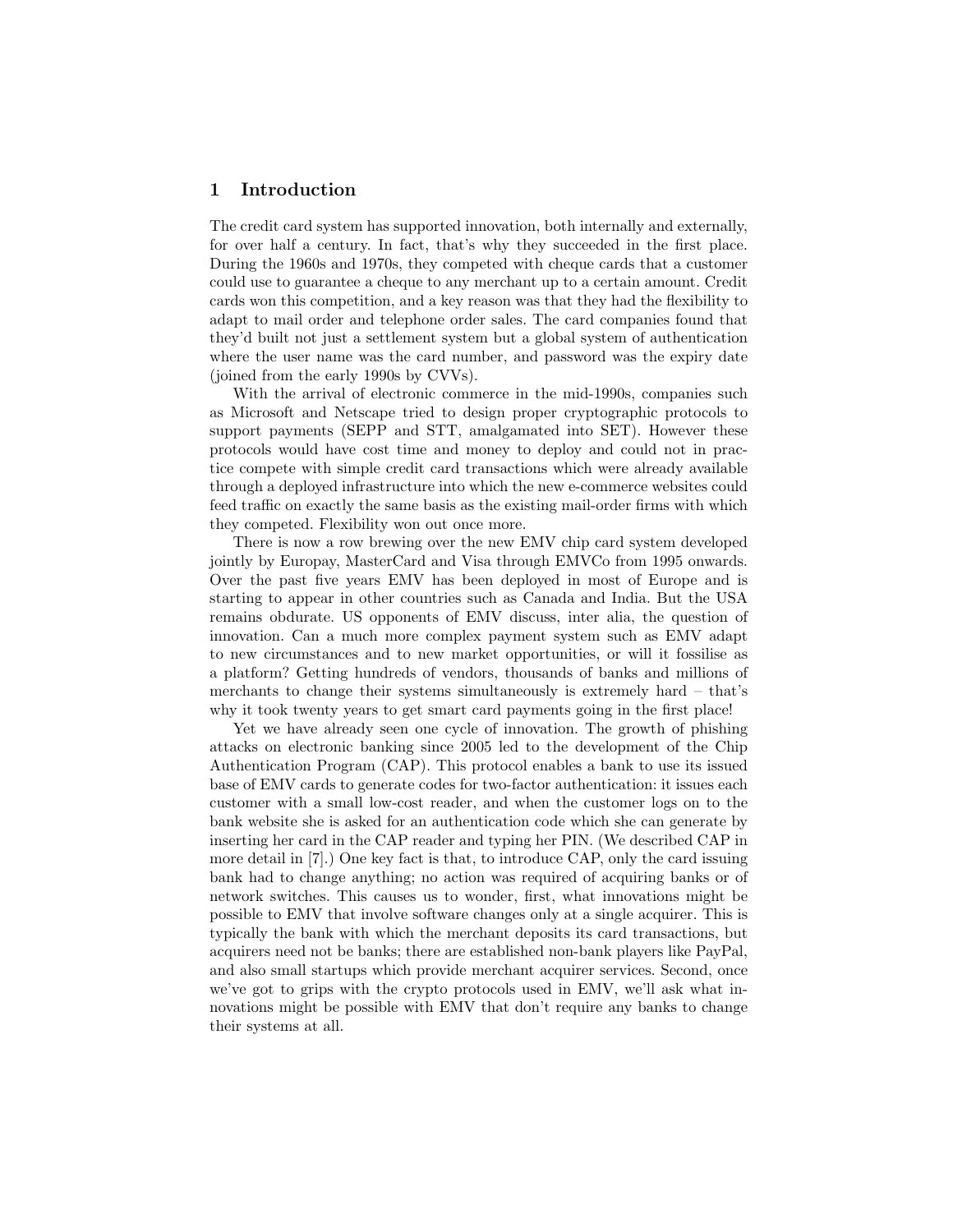## 1 Introduction

The credit card system has supported innovation, both internally and externally, for over half a century. In fact, that's why they succeeded in the first place. During the 1960s and 1970s, they competed with cheque cards that a customer could use to guarantee a cheque to any merchant up to a certain amount. Credit cards won this competition, and a key reason was that they had the flexibility to adapt to mail order and telephone order sales. The card companies found that they'd built not just a settlement system but a global system of authentication where the user name was the card number, and password was the expiry date (joined from the early 1990s by CVVs).

With the arrival of electronic commerce in the mid-1990s, companies such as Microsoft and Netscape tried to design proper cryptographic protocols to support payments (SEPP and STT, amalgamated into SET). However these protocols would have cost time and money to deploy and could not in practice compete with simple credit card transactions which were already available through a deployed infrastructure into which the new e-commerce websites could feed traffic on exactly the same basis as the existing mail-order firms with which they competed. Flexibility won out once more.

There is now a row brewing over the new EMV chip card system developed jointly by Europay, MasterCard and Visa through EMVCo from 1995 onwards. Over the past five years EMV has been deployed in most of Europe and is starting to appear in other countries such as Canada and India. But the USA remains obdurate. US opponents of EMV discuss, inter alia, the question of innovation. Can a much more complex payment system such as EMV adapt to new circumstances and to new market opportunities, or will it fossilise as a platform? Getting hundreds of vendors, thousands of banks and millions of merchants to change their systems simultaneously is extremely hard – that's why it took twenty years to get smart card payments going in the first place!

Yet we have already seen one cycle of innovation. The growth of phishing attacks on electronic banking since 2005 led to the development of the Chip Authentication Program (CAP). This protocol enables a bank to use its issued base of EMV cards to generate codes for two-factor authentication: it issues each customer with a small low-cost reader, and when the customer logs on to the bank website she is asked for an authentication code which she can generate by inserting her card in the CAP reader and typing her PIN. (We described CAP in more detail in [7].) One key fact is that, to introduce CAP, only the card issuing bank had to change anything; no action was required of acquiring banks or of network switches. This causes us to wonder, first, what innovations might be possible to EMV that involve software changes only at a single acquirer. This is typically the bank with which the merchant deposits its card transactions, but acquirers need not be banks; there are established non-bank players like PayPal, and also small startups which provide merchant acquirer services. Second, once we've got to grips with the crypto protocols used in EMV, we'll ask what innovations might be possible with EMV that don't require any banks to change their systems at all.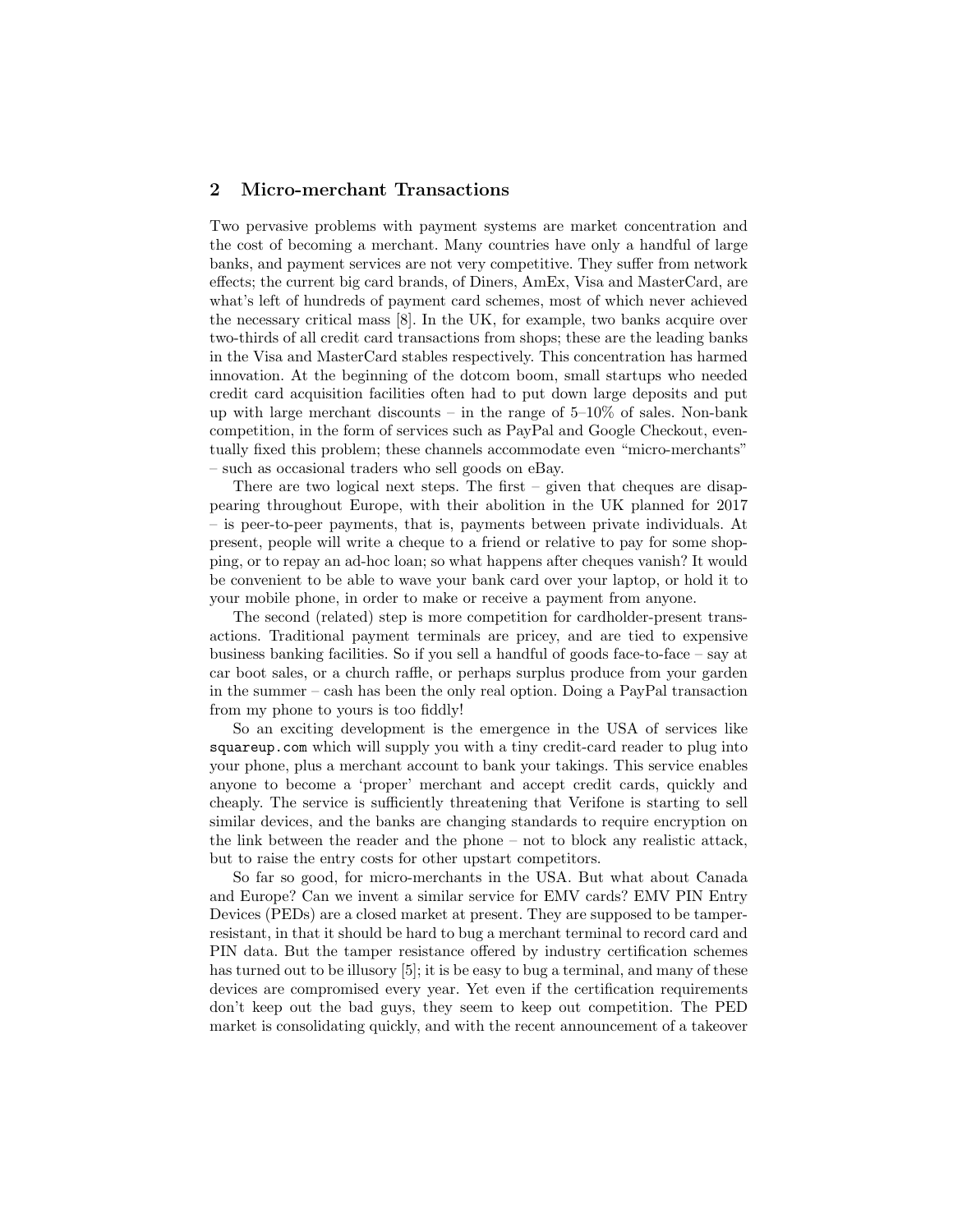## 2 Micro-merchant Transactions

Two pervasive problems with payment systems are market concentration and the cost of becoming a merchant. Many countries have only a handful of large banks, and payment services are not very competitive. They suffer from network effects; the current big card brands, of Diners, AmEx, Visa and MasterCard, are what's left of hundreds of payment card schemes, most of which never achieved the necessary critical mass [8]. In the UK, for example, two banks acquire over two-thirds of all credit card transactions from shops; these are the leading banks in the Visa and MasterCard stables respectively. This concentration has harmed innovation. At the beginning of the dotcom boom, small startups who needed credit card acquisition facilities often had to put down large deposits and put up with large merchant discounts – in the range of 5–10% of sales. Non-bank competition, in the form of services such as PayPal and Google Checkout, eventually fixed this problem; these channels accommodate even "micro-merchants" – such as occasional traders who sell goods on eBay.

There are two logical next steps. The first – given that cheques are disappearing throughout Europe, with their abolition in the UK planned for 2017 – is peer-to-peer payments, that is, payments between private individuals. At present, people will write a cheque to a friend or relative to pay for some shopping, or to repay an ad-hoc loan; so what happens after cheques vanish? It would be convenient to be able to wave your bank card over your laptop, or hold it to your mobile phone, in order to make or receive a payment from anyone.

The second (related) step is more competition for cardholder-present transactions. Traditional payment terminals are pricey, and are tied to expensive business banking facilities. So if you sell a handful of goods face-to-face – say at car boot sales, or a church raffle, or perhaps surplus produce from your garden in the summer – cash has been the only real option. Doing a PayPal transaction from my phone to yours is too fiddly!

So an exciting development is the emergence in the USA of services like `squareup.com` which will supply you with a tiny credit-card reader to plug into your phone, plus a merchant account to bank your takings. This service enables anyone to become a 'proper' merchant and accept credit cards, quickly and cheaply. The service is sufficiently threatening that Verifone is starting to sell similar devices, and the banks are changing standards to require encryption on the link between the reader and the phone – not to block any realistic attack, but to raise the entry costs for other upstart competitors.

So far so good, for micro-merchants in the USA. But what about Canada and Europe? Can we invent a similar service for EMV cards? EMV PIN Entry Devices (PEDs) are a closed market at present. They are supposed to be tamper-resistant, in that it should be hard to bug a merchant terminal to record card and PIN data. But the tamper resistance offered by industry certification schemes has turned out to be illusory [5]; it is be easy to bug a terminal, and many of these devices are compromised every year. Yet even if the certification requirements don't keep out the bad guys, they seem to keep out competition. The PED market is consolidating quickly, and with the recent announcement of a takeover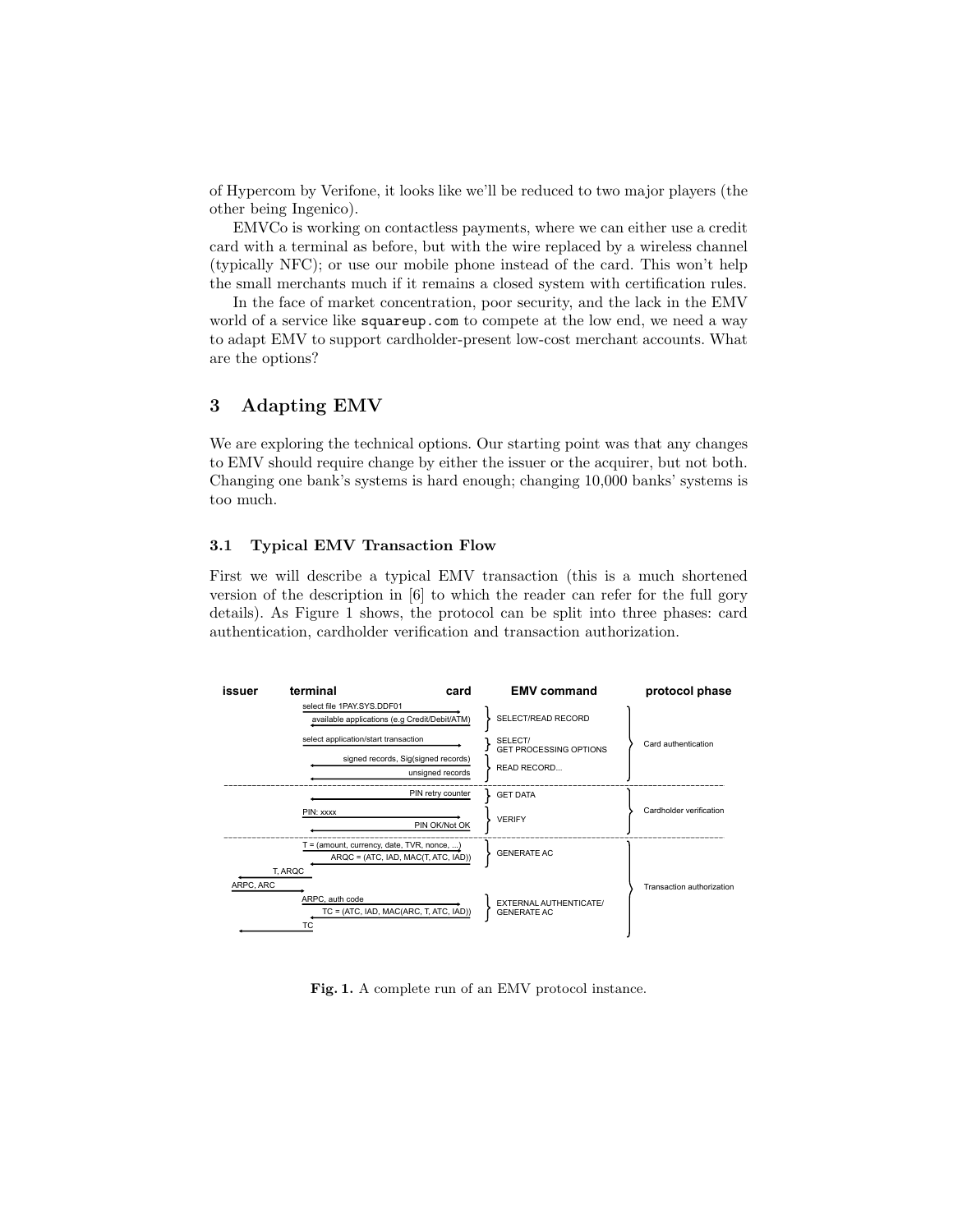of Hypercom by Verifone, it looks like we'll be reduced to two major players (the other being Ingenico).

EMVCo is working on contactless payments, where we can either use a credit card with a terminal as before, but with the wire replaced by a wireless channel (typically NFC); or use our mobile phone instead of the card. This won't help the small merchants much if it remains a closed system with certification rules.

In the face of market concentration, poor security, and the lack in the EMV world of a service like `squareup.com` to compete at the low end, we need a way to adapt EMV to support cardholder-present low-cost merchant accounts. What are the options?

## 3 Adapting EMV

We are exploring the technical options. Our starting point was that any changes to EMV should require change by either the issuer or the acquirer, but not both. Changing one bank's systems is hard enough; changing 10,000 banks' systems is too much.

### 3.1 Typical EMV Transaction Flow

First we will describe a typical EMV transaction (this is a much shortened version of the description in [6] to which the reader can refer for the full gory details). As Figure 1 shows, the protocol can be split into three phases: card authentication, cardholder verification and transaction authorization.

| issuer / terminal / card | EMV command | protocol phase |
|---|---|---|
| terminal → card: select file 1PAY.SYS.DDF01 | SELECT/READ RECORD | Card authentication |
| card → terminal: available applications (e.g Credit/Debit/ATM) | | |
| terminal → card: select application/start transaction | SELECT/ GET PROCESSING OPTIONS | |
| card → terminal: signed records, Sig(signed records) | READ RECORD... | |
| card → terminal: unsigned records | | |
| card → terminal: PIN retry counter | GET DATA | Cardholder verification |
| terminal → card: PIN: xxxx | VERIFY | |
| card → terminal: PIN OK/Not OK | | |
| terminal → card: T = (amount, currency, date, TVR, nonce, ...) | GENERATE AC | Transaction authorization |
| card → terminal: ARQC = (ATC, IAD, MAC(T, ATC, IAD)) | | |
| terminal → issuer: T, ARQC | | |
| issuer → terminal: ARPC, ARC | | |
| terminal → card: ARPC, auth code | EXTERNAL AUTHENTICATE/ GENERATE AC | |
| card → terminal: TC = (ATC, IAD, MAC(ARC, T, ATC, IAD)) | | |
| terminal → issuer: TC | | |

**Fig. 1.** A complete run of an EMV protocol instance.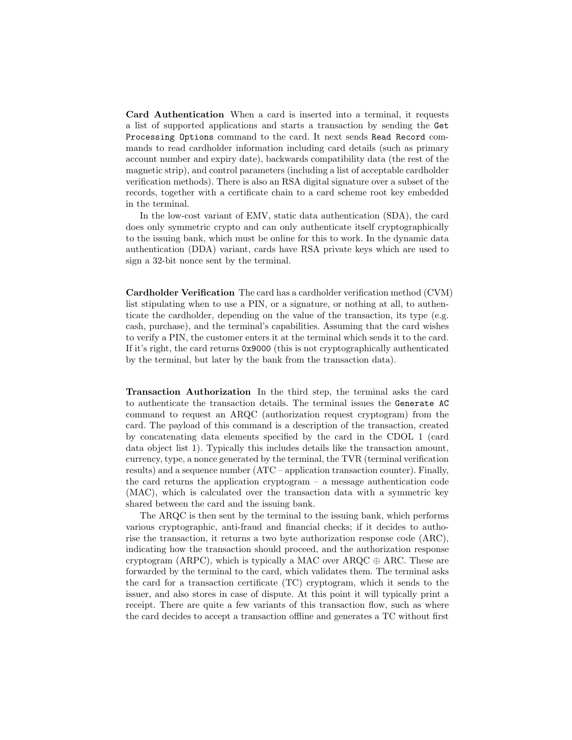**Card Authentication** When a card is inserted into a terminal, it requests a list of supported applications and starts a transaction by sending the `Get Processing Options` command to the card. It next sends `Read Record` commands to read cardholder information including card details (such as primary account number and expiry date), backwards compatibility data (the rest of the magnetic strip), and control parameters (including a list of acceptable cardholder verification methods). There is also an RSA digital signature over a subset of the records, together with a certificate chain to a card scheme root key embedded in the terminal.

In the low-cost variant of EMV, static data authentication (SDA), the card does only symmetric crypto and can only authenticate itself cryptographically to the issuing bank, which must be online for this to work. In the dynamic data authentication (DDA) variant, cards have RSA private keys which are used to sign a 32-bit nonce sent by the terminal.

**Cardholder Verification** The card has a cardholder verification method (CVM) list stipulating when to use a PIN, or a signature, or nothing at all, to authenticate the cardholder, depending on the value of the transaction, its type (e.g. cash, purchase), and the terminal's capabilities. Assuming that the card wishes to verify a PIN, the customer enters it at the terminal which sends it to the card. If it's right, the card returns `0x9000` (this is not cryptographically authenticated by the terminal, but later by the bank from the transaction data).

**Transaction Authorization** In the third step, the terminal asks the card to authenticate the transaction details. The terminal issues the `Generate AC` command to request an ARQC (authorization request cryptogram) from the card. The payload of this command is a description of the transaction, created by concatenating data elements specified by the card in the CDOL 1 (card data object list 1). Typically this includes details like the transaction amount, currency, type, a nonce generated by the terminal, the TVR (terminal verification results) and a sequence number (ATC – application transaction counter). Finally, the card returns the application cryptogram – a message authentication code (MAC), which is calculated over the transaction data with a symmetric key shared between the card and the issuing bank.

The ARQC is then sent by the terminal to the issuing bank, which performs various cryptographic, anti-fraud and financial checks; if it decides to authorise the transaction, it returns a two byte authorization response code (ARC), indicating how the transaction should proceed, and the authorization response cryptogram (ARPC), which is typically a MAC over ARQC $\oplus$ ARC. These are forwarded by the terminal to the card, which validates them. The terminal asks the card for a transaction certificate (TC) cryptogram, which it sends to the issuer, and also stores in case of dispute. At this point it will typically print a receipt. There are quite a few variants of this transaction flow, such as where the card decides to accept a transaction offline and generates a TC without first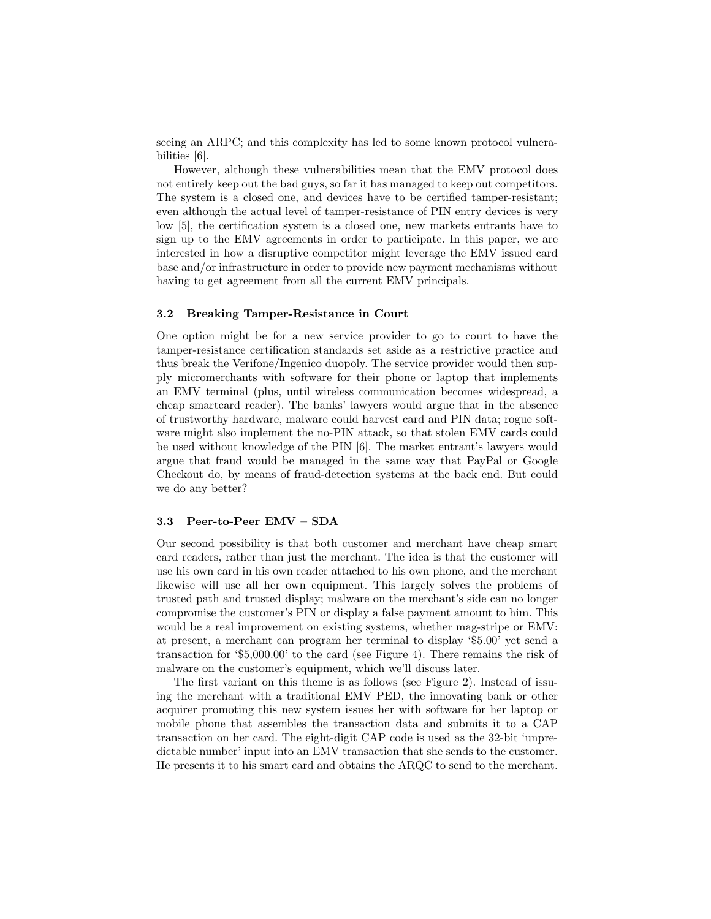seeing an ARPC; and this complexity has led to some known protocol vulnerabilities [6].

However, although these vulnerabilities mean that the EMV protocol does not entirely keep out the bad guys, so far it has managed to keep out competitors. The system is a closed one, and devices have to be certified tamper-resistant; even although the actual level of tamper-resistance of PIN entry devices is very low [5], the certification system is a closed one, new markets entrants have to sign up to the EMV agreements in order to participate. In this paper, we are interested in how a disruptive competitor might leverage the EMV issued card base and/or infrastructure in order to provide new payment mechanisms without having to get agreement from all the current EMV principals.

### 3.2 Breaking Tamper-Resistance in Court

One option might be for a new service provider to go to court to have the tamper-resistance certification standards set aside as a restrictive practice and thus break the Verifone/Ingenico duopoly. The service provider would then supply micromerchants with software for their phone or laptop that implements an EMV terminal (plus, until wireless communication becomes widespread, a cheap smartcard reader). The banks' lawyers would argue that in the absence of trustworthy hardware, malware could harvest card and PIN data; rogue software might also implement the no-PIN attack, so that stolen EMV cards could be used without knowledge of the PIN [6]. The market entrant's lawyers would argue that fraud would be managed in the same way that PayPal or Google Checkout do, by means of fraud-detection systems at the back end. But could we do any better?

### 3.3 Peer-to-Peer EMV – SDA

Our second possibility is that both customer and merchant have cheap smart card readers, rather than just the merchant. The idea is that the customer will use his own card in his own reader attached to his own phone, and the merchant likewise will use all her own equipment. This largely solves the problems of trusted path and trusted display; malware on the merchant's side can no longer compromise the customer's PIN or display a false payment amount to him. This would be a real improvement on existing systems, whether mag-stripe or EMV: at present, a merchant can program her terminal to display '$5.00' yet send a transaction for '$5,000.00' to the card (see Figure 4). There remains the risk of malware on the customer's equipment, which we'll discuss later.

The first variant on this theme is as follows (see Figure 2). Instead of issuing the merchant with a traditional EMV PED, the innovating bank or other acquirer promoting this new system issues her with software for her laptop or mobile phone that assembles the transaction data and submits it to a CAP transaction on her card. The eight-digit CAP code is used as the 32-bit 'unpredictable number' input into an EMV transaction that she sends to the customer. He presents it to his smart card and obtains the ARQC to send to the merchant.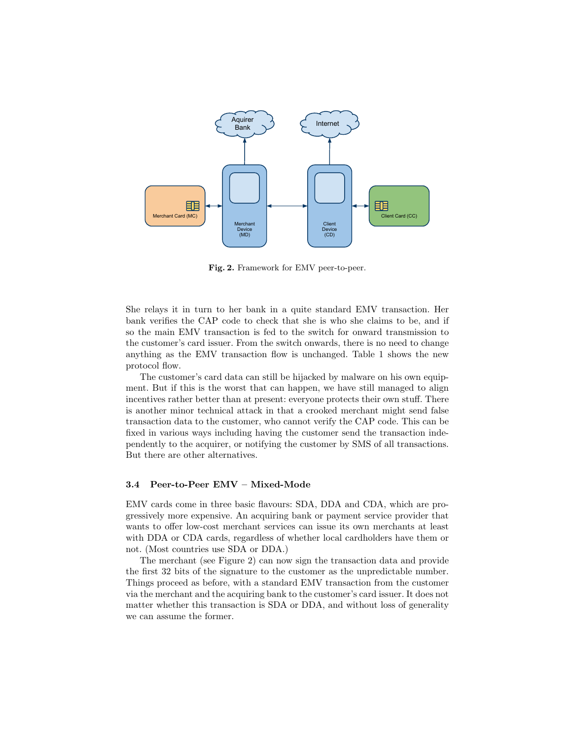**Fig. 2.** Framework for EMV peer-to-peer.

She relays it in turn to her bank in a quite standard EMV transaction. Her bank verifies the CAP code to check that she is who she claims to be, and if so the main EMV transaction is fed to the switch for onward transmission to the customer's card issuer. From the switch onwards, there is no need to change anything as the EMV transaction flow is unchanged. Table 1 shows the new protocol flow.

The customer's card data can still be hijacked by malware on his own equipment. But if this is the worst that can happen, we have still managed to align incentives rather better than at present: everyone protects their own stuff. There is another minor technical attack in that a crooked merchant might send false transaction data to the customer, who cannot verify the CAP code. This can be fixed in various ways including having the customer send the transaction independently to the acquirer, or notifying the customer by SMS of all transactions. But there are other alternatives.

### 3.4 Peer-to-Peer EMV – Mixed-Mode

EMV cards come in three basic flavours: SDA, DDA and CDA, which are progressively more expensive. An acquiring bank or payment service provider that wants to offer low-cost merchant services can issue its own merchants at least with DDA or CDA cards, regardless of whether local cardholders have them or not. (Most countries use SDA or DDA.)

The merchant (see Figure 2) can now sign the transaction data and provide the first 32 bits of the signature to the customer as the unpredictable number. Things proceed as before, with a standard EMV transaction from the customer via the merchant and the acquiring bank to the customer's card issuer. It does not matter whether this transaction is SDA or DDA, and without loss of generality we can assume the former.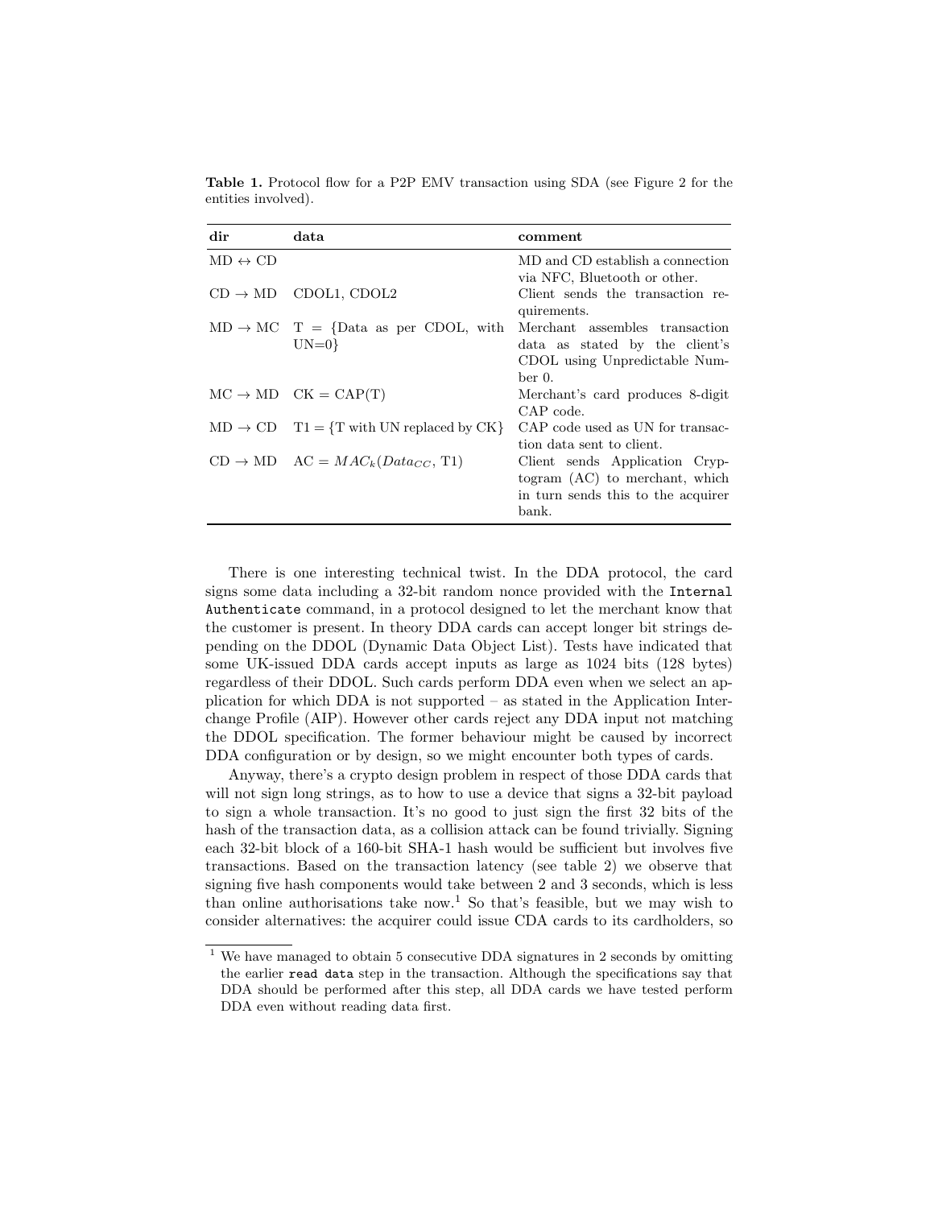**Table 1.** Protocol flow for a P2P EMV transaction using SDA (see Figure 2 for the entities involved).

| dir | data | comment |
|---|---|---|
| MD $\leftrightarrow$ CD | | MD and CD establish a connection via NFC, Bluetooth or other. |
| CD $\rightarrow$ MD | CDOL1, CDOL2 | Client sends the transaction requirements. |
| MD $\rightarrow$ MC | T = {Data as per CDOL, with UN=0} | Merchant assembles transaction data as stated by the client's CDOL using Unpredictable Number 0. |
| MC $\rightarrow$ MD | CK = CAP(T) | Merchant's card produces 8-digit CAP code. |
| MD $\rightarrow$ CD | T1 = {T with UN replaced by CK} | CAP code used as UN for transaction data sent to client. |
| CD $\rightarrow$ MD | AC = $MAC_k(Data_{CC}$, T1) | Client sends Application Cryptogram (AC) to merchant, which in turn sends this to the acquirer bank. |

There is one interesting technical twist. In the DDA protocol, the card signs some data including a 32-bit random nonce provided with the `Internal Authenticate` command, in a protocol designed to let the merchant know that the customer is present. In theory DDA cards can accept longer bit strings depending on the DDOL (Dynamic Data Object List). Tests have indicated that some UK-issued DDA cards accept inputs as large as 1024 bits (128 bytes) regardless of their DDOL. Such cards perform DDA even when we select an application for which DDA is not supported – as stated in the Application Interchange Profile (AIP). However other cards reject any DDA input not matching the DDOL specification. The former behaviour might be caused by incorrect DDA configuration or by design, so we might encounter both types of cards.

Anyway, there's a crypto design problem in respect of those DDA cards that will not sign long strings, as to how to use a device that signs a 32-bit payload to sign a whole transaction. It's no good to just sign the first 32 bits of the hash of the transaction data, as a collision attack can be found trivially. Signing each 32-bit block of a 160-bit SHA-1 hash would be sufficient but involves five transactions. Based on the transaction latency (see table 2) we observe that signing five hash components would take between 2 and 3 seconds, which is less than online authorisations take now.[1] So that's feasible, but we may wish to consider alternatives: the acquirer could issue CDA cards to its cardholders, so

[1] We have managed to obtain 5 consecutive DDA signatures in 2 seconds by omitting the earlier `read data` step in the transaction. Although the specifications say that DDA should be performed after this step, all DDA cards we have tested perform DDA even without reading data first.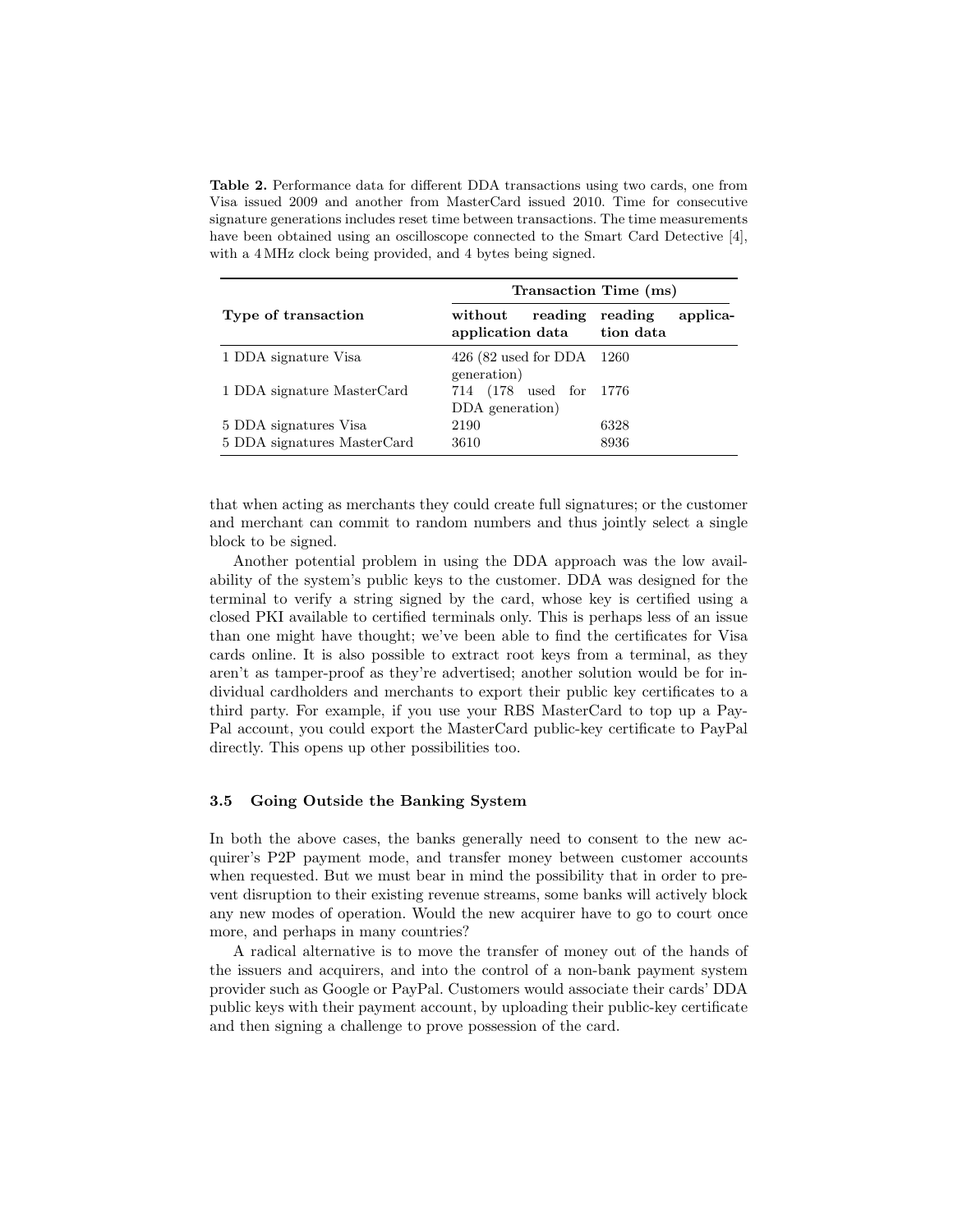**Table 2.** Performance data for different DDA transactions using two cards, one from Visa issued 2009 and another from MasterCard issued 2010. Time for consecutive signature generations includes reset time between transactions. The time measurements have been obtained using an oscilloscope connected to the Smart Card Detective [4], with a 4 MHz clock being provided, and 4 bytes being signed.

| Type of transaction | Transaction Time (ms) | |
|---|---|---|
| | **without reading application data** | **reading application data** |
| 1 DDA signature Visa | 426 (82 used for DDA generation) | 1260 |
| 1 DDA signature MasterCard | 714 (178 used for DDA generation) | 1776 |
| 5 DDA signatures Visa | 2190 | 6328 |
| 5 DDA signatures MasterCard | 3610 | 8936 |

that when acting as merchants they could create full signatures; or the customer and merchant can commit to random numbers and thus jointly select a single block to be signed.

Another potential problem in using the DDA approach was the low availability of the system's public keys to the customer. DDA was designed for the terminal to verify a string signed by the card, whose key is certified using a closed PKI available to certified terminals only. This is perhaps less of an issue than one might have thought; we've been able to find the certificates for Visa cards online. It is also possible to extract root keys from a terminal, as they aren't as tamper-proof as they're advertised; another solution would be for individual cardholders and merchants to export their public key certificates to a third party. For example, if you use your RBS MasterCard to top up a PayPal account, you could export the MasterCard public-key certificate to PayPal directly. This opens up other possibilities too.

### 3.5 Going Outside the Banking System

In both the above cases, the banks generally need to consent to the new acquirer's P2P payment mode, and transfer money between customer accounts when requested. But we must bear in mind the possibility that in order to prevent disruption to their existing revenue streams, some banks will actively block any new modes of operation. Would the new acquirer have to go to court once more, and perhaps in many countries?

A radical alternative is to move the transfer of money out of the hands of the issuers and acquirers, and into the control of a non-bank payment system provider such as Google or PayPal. Customers would associate their cards' DDA public keys with their payment account, by uploading their public-key certificate and then signing a challenge to prove possession of the card.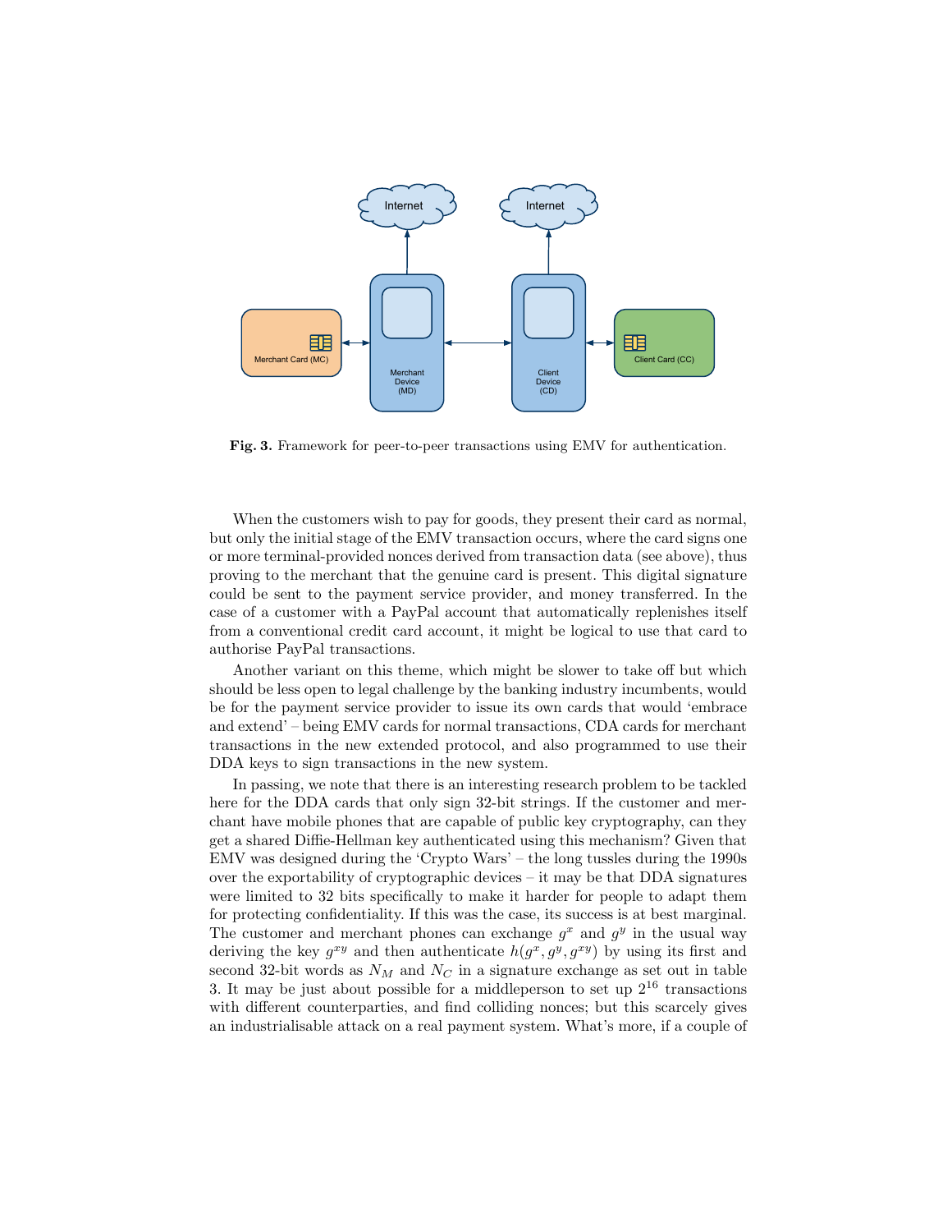**Fig. 3.** Framework for peer-to-peer transactions using EMV for authentication.

When the customers wish to pay for goods, they present their card as normal, but only the initial stage of the EMV transaction occurs, where the card signs one or more terminal-provided nonces derived from transaction data (see above), thus proving to the merchant that the genuine card is present. This digital signature could be sent to the payment service provider, and money transferred. In the case of a customer with a PayPal account that automatically replenishes itself from a conventional credit card account, it might be logical to use that card to authorise PayPal transactions.

Another variant on this theme, which might be slower to take off but which should be less open to legal challenge by the banking industry incumbents, would be for the payment service provider to issue its own cards that would 'embrace and extend' – being EMV cards for normal transactions, CDA cards for merchant transactions in the new extended protocol, and also programmed to use their DDA keys to sign transactions in the new system.

In passing, we note that there is an interesting research problem to be tackled here for the DDA cards that only sign 32-bit strings. If the customer and merchant have mobile phones that are capable of public key cryptography, can they get a shared Diffie-Hellman key authenticated using this mechanism? Given that EMV was designed during the 'Crypto Wars' – the long tussles during the 1990s over the exportability of cryptographic devices – it may be that DDA signatures were limited to 32 bits specifically to make it harder for people to adapt them for protecting confidentiality. If this was the case, its success is at best marginal. The customer and merchant phones can exchange $g^x$ and $g^y$ in the usual way deriving the key $g^{xy}$ and then authenticate $h(g^x, g^y, g^{xy})$ by using its first and second 32-bit words as $N_M$ and $N_C$ in a signature exchange as set out in table 3. It may be just about possible for a middleperson to set up $2^{16}$ transactions with different counterparties, and find colliding nonces; but this scarcely gives an industrialisable attack on a real payment system. What's more, if a couple of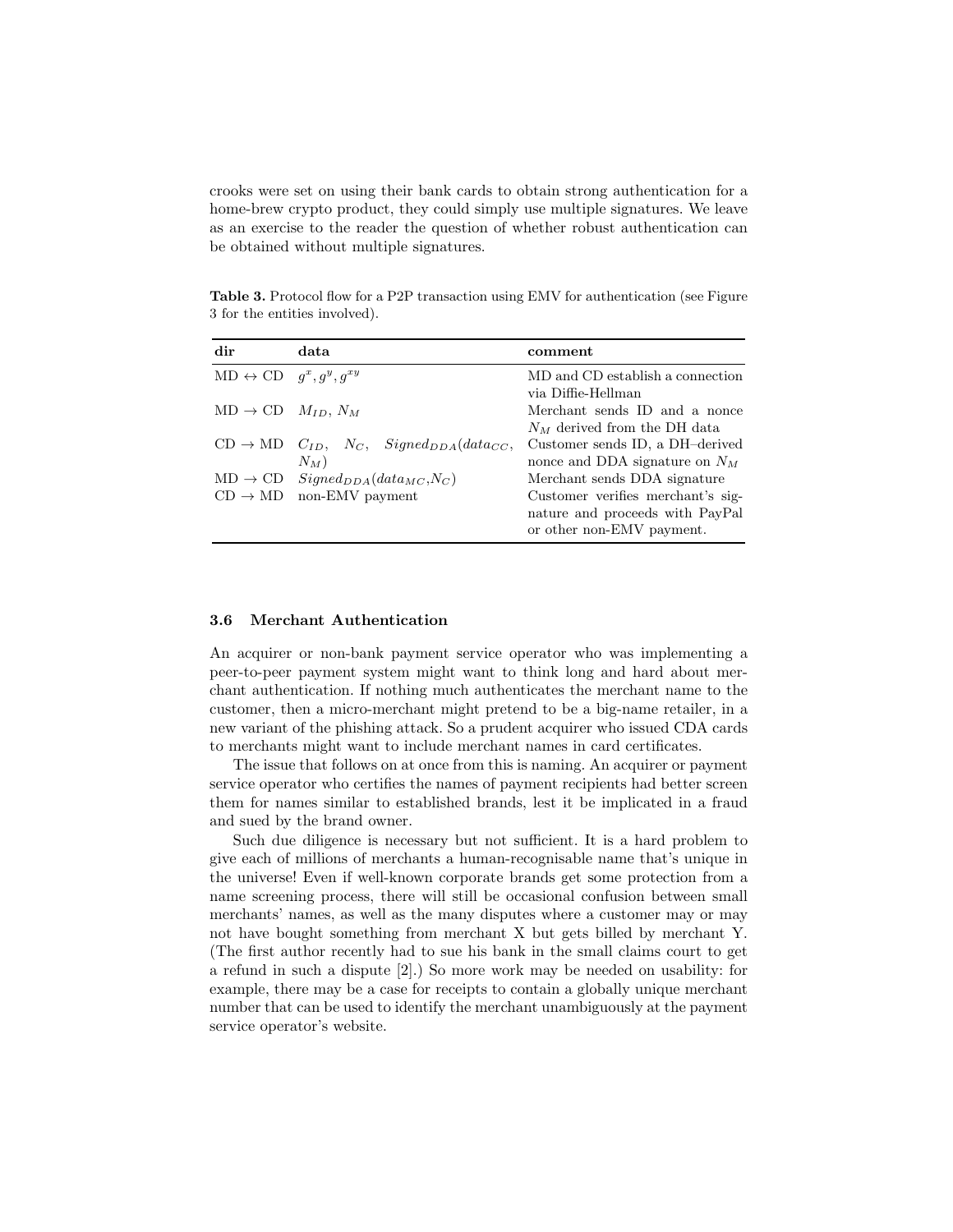crooks were set on using their bank cards to obtain strong authentication for a home-brew crypto product, they could simply use multiple signatures. We leave as an exercise to the reader the question of whether robust authentication can be obtained without multiple signatures.

**Table 3.** Protocol flow for a P2P transaction using EMV for authentication (see Figure 3 for the entities involved).

| dir | data | comment |
|---|---|---|
| MD $\leftrightarrow$ CD | $g^x, g^y, g^{xy}$ | MD and CD establish a connection via Diffie-Hellman |
| MD $\rightarrow$ CD | $M_{ID}$, $N_M$ | Merchant sends ID and a nonce $N_M$ derived from the DH data |
| CD $\rightarrow$ MD | $C_{ID}$, $N_C$, $Signed_{DDA}(data_{CC}, N_M)$ | Customer sends ID, a DH–derived nonce and DDA signature on $N_M$ |
| MD $\rightarrow$ CD | $Signed_{DDA}(data_{MC}, N_C)$ | Merchant sends DDA signature |
| CD $\rightarrow$ MD | non-EMV payment | Customer verifies merchant's signature and proceeds with PayPal or other non-EMV payment. |

### 3.6 Merchant Authentication

An acquirer or non-bank payment service operator who was implementing a peer-to-peer payment system might want to think long and hard about merchant authentication. If nothing much authenticates the merchant name to the customer, then a micro-merchant might pretend to be a big-name retailer, in a new variant of the phishing attack. So a prudent acquirer who issued CDA cards to merchants might want to include merchant names in card certificates.

The issue that follows on at once from this is naming. An acquirer or payment service operator who certifies the names of payment recipients had better screen them for names similar to established brands, lest it be implicated in a fraud and sued by the brand owner.

Such due diligence is necessary but not sufficient. It is a hard problem to give each of millions of merchants a human-recognisable name that's unique in the universe! Even if well-known corporate brands get some protection from a name screening process, there will still be occasional confusion between small merchants' names, as well as the many disputes where a customer may or may not have bought something from merchant X but gets billed by merchant Y. (The first author recently had to sue his bank in the small claims court to get a refund in such a dispute [2].) So more work may be needed on usability: for example, there may be a case for receipts to contain a globally unique merchant number that can be used to identify the merchant unambiguously at the payment service operator's website.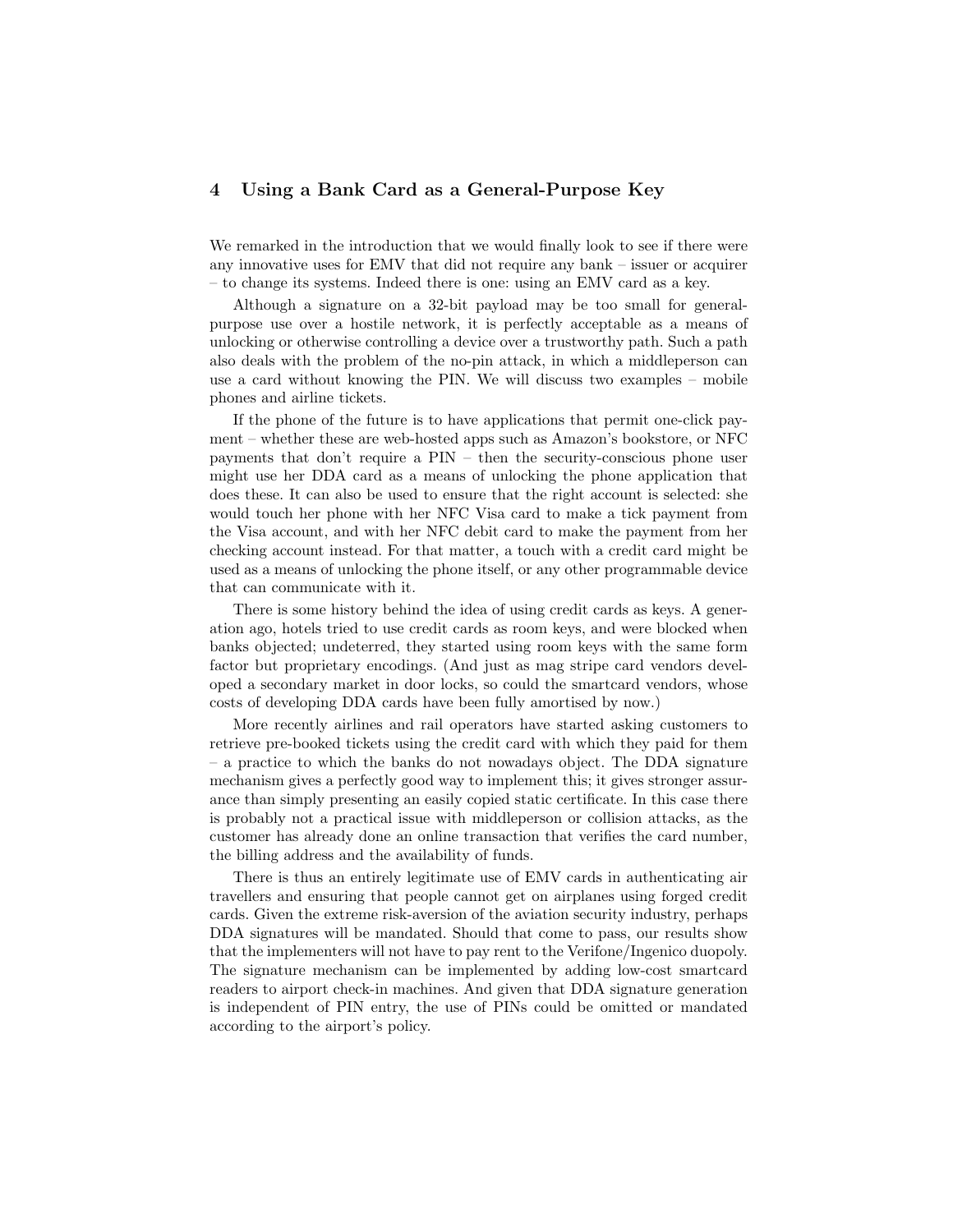## 4 Using a Bank Card as a General-Purpose Key

We remarked in the introduction that we would finally look to see if there were any innovative uses for EMV that did not require any bank – issuer or acquirer – to change its systems. Indeed there is one: using an EMV card as a key.

Although a signature on a 32-bit payload may be too small for general-purpose use over a hostile network, it is perfectly acceptable as a means of unlocking or otherwise controlling a device over a trustworthy path. Such a path also deals with the problem of the no-pin attack, in which a middleperson can use a card without knowing the PIN. We will discuss two examples – mobile phones and airline tickets.

If the phone of the future is to have applications that permit one-click payment – whether these are web-hosted apps such as Amazon's bookstore, or NFC payments that don't require a PIN – then the security-conscious phone user might use her DDA card as a means of unlocking the phone application that does these. It can also be used to ensure that the right account is selected: she would touch her phone with her NFC Visa card to make a tick payment from the Visa account, and with her NFC debit card to make the payment from her checking account instead. For that matter, a touch with a credit card might be used as a means of unlocking the phone itself, or any other programmable device that can communicate with it.

There is some history behind the idea of using credit cards as keys. A generation ago, hotels tried to use credit cards as room keys, and were blocked when banks objected; undeterred, they started using room keys with the same form factor but proprietary encodings. (And just as mag stripe card vendors developed a secondary market in door locks, so could the smartcard vendors, whose costs of developing DDA cards have been fully amortised by now.)

More recently airlines and rail operators have started asking customers to retrieve pre-booked tickets using the credit card with which they paid for them – a practice to which the banks do not nowadays object. The DDA signature mechanism gives a perfectly good way to implement this; it gives stronger assurance than simply presenting an easily copied static certificate. In this case there is probably not a practical issue with middleperson or collision attacks, as the customer has already done an online transaction that verifies the card number, the billing address and the availability of funds.

There is thus an entirely legitimate use of EMV cards in authenticating air travellers and ensuring that people cannot get on airplanes using forged credit cards. Given the extreme risk-aversion of the aviation security industry, perhaps DDA signatures will be mandated. Should that come to pass, our results show that the implementers will not have to pay rent to the Verifone/Ingenico duopoly. The signature mechanism can be implemented by adding low-cost smartcard readers to airport check-in machines. And given that DDA signature generation is independent of PIN entry, the use of PINs could be omitted or mandated according to the airport's policy.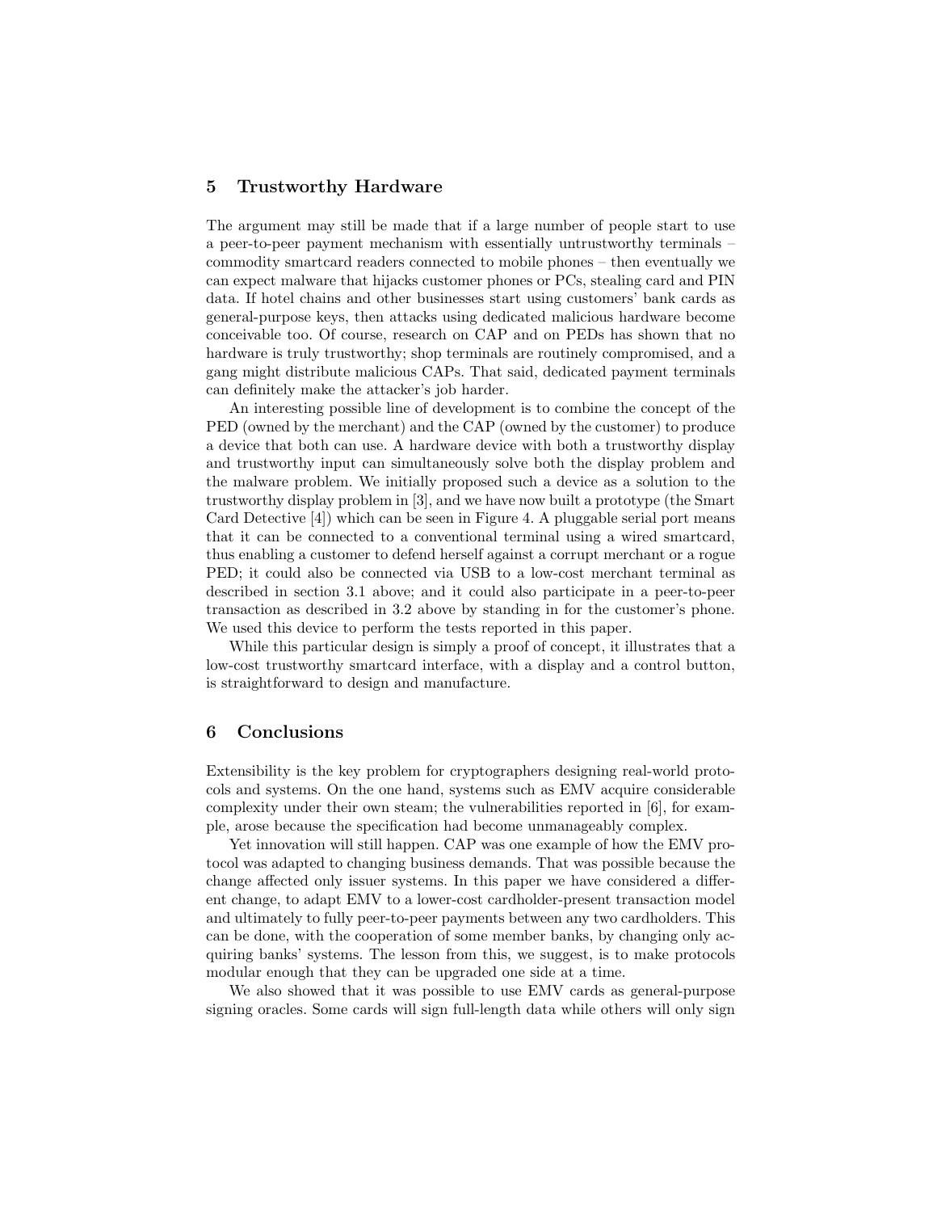## 5 Trustworthy Hardware

The argument may still be made that if a large number of people start to use a peer-to-peer payment mechanism with essentially untrustworthy terminals – commodity smartcard readers connected to mobile phones – then eventually we can expect malware that hijacks customer phones or PCs, stealing card and PIN data. If hotel chains and other businesses start using customers' bank cards as general-purpose keys, then attacks using dedicated malicious hardware become conceivable too. Of course, research on CAP and on PEDs has shown that no hardware is truly trustworthy; shop terminals are routinely compromised, and a gang might distribute malicious CAPs. That said, dedicated payment terminals can definitely make the attacker's job harder.

An interesting possible line of development is to combine the concept of the PED (owned by the merchant) and the CAP (owned by the customer) to produce a device that both can use. A hardware device with both a trustworthy display and trustworthy input can simultaneously solve both the display problem and the malware problem. We initially proposed such a device as a solution to the trustworthy display problem in [3], and we have now built a prototype (the Smart Card Detective [4]) which can be seen in Figure 4. A pluggable serial port means that it can be connected to a conventional terminal using a wired smartcard, thus enabling a customer to defend herself against a corrupt merchant or a rogue PED; it could also be connected via USB to a low-cost merchant terminal as described in section 3.1 above; and it could also participate in a peer-to-peer transaction as described in 3.2 above by standing in for the customer's phone. We used this device to perform the tests reported in this paper.

While this particular design is simply a proof of concept, it illustrates that a low-cost trustworthy smartcard interface, with a display and a control button, is straightforward to design and manufacture.

## 6 Conclusions

Extensibility is the key problem for cryptographers designing real-world protocols and systems. On the one hand, systems such as EMV acquire considerable complexity under their own steam; the vulnerabilities reported in [6], for example, arose because the specification had become unmanageably complex.

Yet innovation will still happen. CAP was one example of how the EMV protocol was adapted to changing business demands. That was possible because the change affected only issuer systems. In this paper we have considered a different change, to adapt EMV to a lower-cost cardholder-present transaction model and ultimately to fully peer-to-peer payments between any two cardholders. This can be done, with the cooperation of some member banks, by changing only acquiring banks' systems. The lesson from this, we suggest, is to make protocols modular enough that they can be upgraded one side at a time.

We also showed that it was possible to use EMV cards as general-purpose signing oracles. Some cards will sign full-length data while others will only sign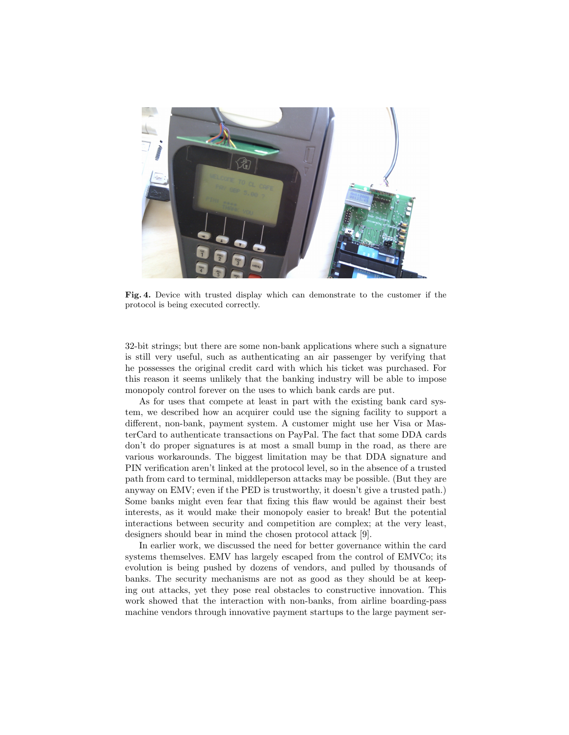**Fig. 4.** Device with trusted display which can demonstrate to the customer if the protocol is being executed correctly.

32-bit strings; but there are some non-bank applications where such a signature is still very useful, such as authenticating an air passenger by verifying that he possesses the original credit card with which his ticket was purchased. For this reason it seems unlikely that the banking industry will be able to impose monopoly control forever on the uses to which bank cards are put.

As for uses that compete at least in part with the existing bank card system, we described how an acquirer could use the signing facility to support a different, non-bank, payment system. A customer might use her Visa or MasterCard to authenticate transactions on PayPal. The fact that some DDA cards don't do proper signatures is at most a small bump in the road, as there are various workarounds. The biggest limitation may be that DDA signature and PIN verification aren't linked at the protocol level, so in the absence of a trusted path from card to terminal, middleperson attacks may be possible. (But they are anyway on EMV; even if the PED is trustworthy, it doesn't give a trusted path.) Some banks might even fear that fixing this flaw would be against their best interests, as it would make their monopoly easier to break! But the potential interactions between security and competition are complex; at the very least, designers should bear in mind the chosen protocol attack [9].

In earlier work, we discussed the need for better governance within the card systems themselves. EMV has largely escaped from the control of EMVCo; its evolution is being pushed by dozens of vendors, and pulled by thousands of banks. The security mechanisms are not as good as they should be at keeping out attacks, yet they pose real obstacles to constructive innovation. This work showed that the interaction with non-banks, from airline boarding-pass machine vendors through innovative payment startups to the large payment ser-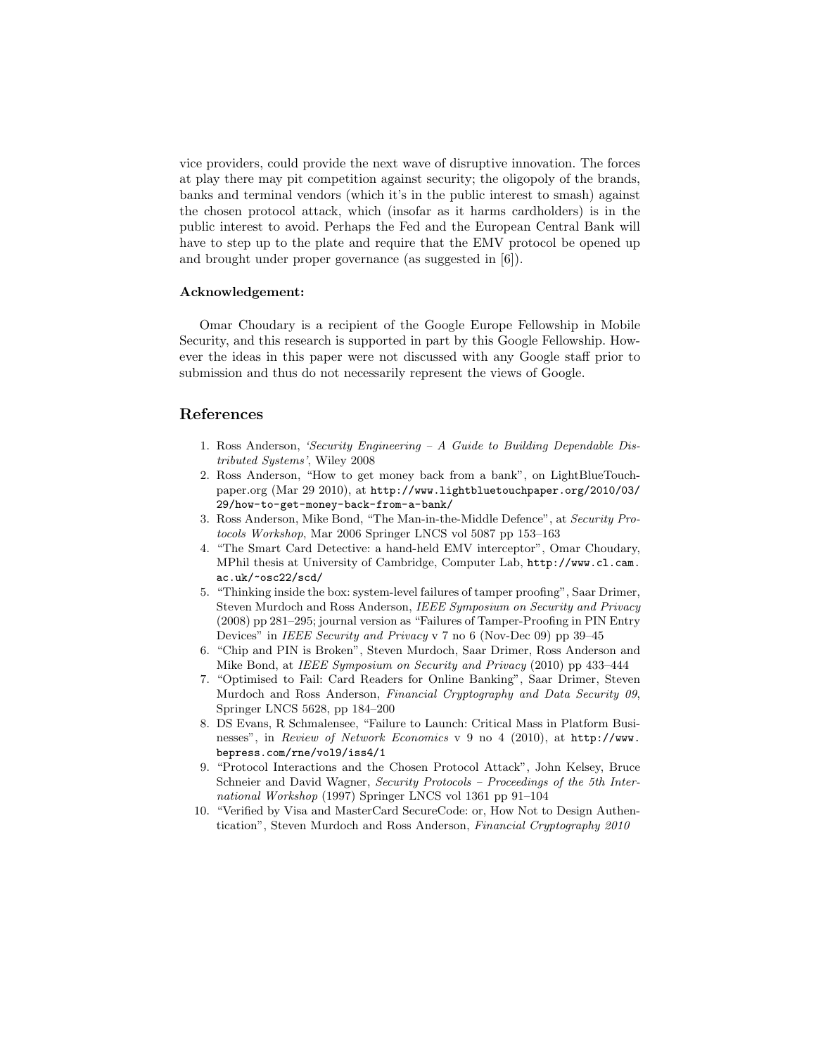vice providers, could provide the next wave of disruptive innovation. The forces at play there may pit competition against security; the oligopoly of the brands, banks and terminal vendors (which it's in the public interest to smash) against the chosen protocol attack, which (insofar as it harms cardholders) is in the public interest to avoid. Perhaps the Fed and the European Central Bank will have to step up to the plate and require that the EMV protocol be opened up and brought under proper governance (as suggested in [6]).

**Acknowledgement:**

Omar Choudary is a recipient of the Google Europe Fellowship in Mobile Security, and this research is supported in part by this Google Fellowship. However the ideas in this paper were not discussed with any Google staff prior to submission and thus do not necessarily represent the views of Google.

## References

1. Ross Anderson, *'Security Engineering – A Guide to Building Dependable Distributed Systems'*, Wiley 2008
2. Ross Anderson, "How to get money back from a bank", on LightBlueTouchpaper.org (Mar 29 2010), at `http://www.lightbluetouchpaper.org/2010/03/29/how-to-get-money-back-from-a-bank/`
3. Ross Anderson, Mike Bond, "The Man-in-the-Middle Defence", at *Security Protocols Workshop*, Mar 2006 Springer LNCS vol 5087 pp 153–163
4. "The Smart Card Detective: a hand-held EMV interceptor", Omar Choudary, MPhil thesis at University of Cambridge, Computer Lab, `http://www.cl.cam.ac.uk/~osc22/scd/`
5. "Thinking inside the box: system-level failures of tamper proofing", Saar Drimer, Steven Murdoch and Ross Anderson, *IEEE Symposium on Security and Privacy* (2008) pp 281–295; journal version as "Failures of Tamper-Proofing in PIN Entry Devices" in *IEEE Security and Privacy* v 7 no 6 (Nov-Dec 09) pp 39–45
6. "Chip and PIN is Broken", Steven Murdoch, Saar Drimer, Ross Anderson and Mike Bond, at *IEEE Symposium on Security and Privacy* (2010) pp 433–444
7. "Optimised to Fail: Card Readers for Online Banking", Saar Drimer, Steven Murdoch and Ross Anderson, *Financial Cryptography and Data Security 09*, Springer LNCS 5628, pp 184–200
8. DS Evans, R Schmalensee, "Failure to Launch: Critical Mass in Platform Businesses", in *Review of Network Economics* v 9 no 4 (2010), at `http://www.bepress.com/rne/vol9/iss4/1`
9. "Protocol Interactions and the Chosen Protocol Attack", John Kelsey, Bruce Schneier and David Wagner, *Security Protocols – Proceedings of the 5th International Workshop* (1997) Springer LNCS vol 1361 pp 91–104
10. "Verified by Visa and MasterCard SecureCode: or, How Not to Design Authentication", Steven Murdoch and Ross Anderson, *Financial Cryptography 2010*